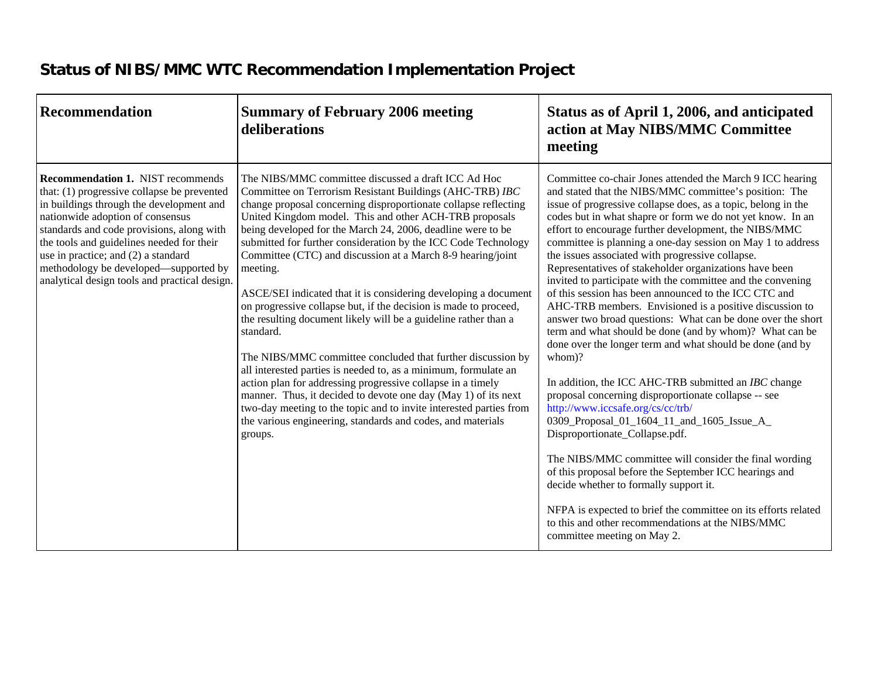## Status of NIBS/MMC WTC Recommendation Implementation Project

| Recommendation | Summary of February 2006 meeting deliberations | Status as of April 1, 2006, and anticipated action at May NIBS/MMC Committee meeting |
|---|---|---|
| **Recommendation 1.** NIST recommends that: (1) progressive collapse be prevented in buildings through the development and nationwide adoption of consensus standards and code provisions, along with the tools and guidelines needed for their use in practice; and (2) a standard methodology be developed—supported by analytical design tools and practical design. | The NIBS/MMC committee discussed a draft ICC Ad Hoc Committee on Terrorism Resistant Buildings (AHC-TRB) *IBC* change proposal concerning disproportionate collapse reflecting United Kingdom model. This and other ACH-TRB proposals being developed for the March 24, 2006, deadline were to be submitted for further consideration by the ICC Code Technology Committee (CTC) and discussion at a March 8-9 hearing/joint meeting.<br><br>ASCE/SEI indicated that it is considering developing a document on progressive collapse but, if the decision is made to proceed, the resulting document likely will be a guideline rather than a standard.<br><br>The NIBS/MMC committee concluded that further discussion by all interested parties is needed to, as a minimum, formulate an action plan for addressing progressive collapse in a timely manner. Thus, it decided to devote one day (May 1) of its next two-day meeting to the topic and to invite interested parties from the various engineering, standards and codes, and materials groups. | Committee co-chair Jones attended the March 9 ICC hearing and stated that the NIBS/MMC committee's position: The issue of progressive collapse does, as a topic, belong in the codes but in what shapre or form we do not yet know. In an effort to encourage further development, the NIBS/MMC committee is planning a one-day session on May 1 to address the issues associated with progressive collapse. Representatives of stakeholder organizations have been invited to participate with the committee and the convening of this session has been announced to the ICC CTC and AHC-TRB members. Envisioned is a positive discussion to answer two broad questions: What can be done over the short term and what should be done (and by whom)? What can be done over the longer term and what should be done (and by whom)?<br><br>In addition, the ICC AHC-TRB submitted an *IBC* change proposal concerning disproportionate collapse -- see http://www.iccsafe.org/cs/cc/trb/0309_Proposal_01_1604_11_and_1605_Issue_A_Disproportionate_Collapse.pdf.<br><br>The NIBS/MMC committee will consider the final wording of this proposal before the September ICC hearings and decide whether to formally support it.<br><br>NFPA is expected to brief the committee on its efforts related to this and other recommendations at the NIBS/MMC committee meeting on May 2. |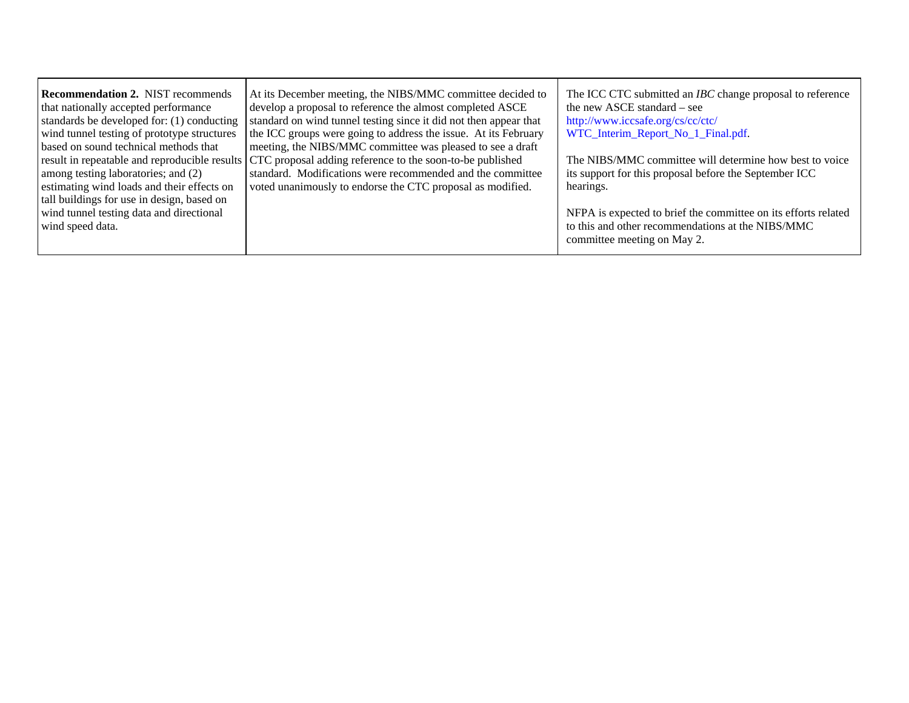| | | |
|---|---|---|
| **Recommendation 2.** NIST recommends that nationally accepted performance standards be developed for: (1) conducting wind tunnel testing of prototype structures based on sound technical methods that result in repeatable and reproducible results among testing laboratories; and (2) estimating wind loads and their effects on tall buildings for use in design, based on wind tunnel testing data and directional wind speed data. | At its December meeting, the NIBS/MMC committee decided to develop a proposal to reference the almost completed ASCE standard on wind tunnel testing since it did not then appear that the ICC groups were going to address the issue. At its February meeting, the NIBS/MMC committee was pleased to see a draft CTC proposal adding reference to the soon-to-be published standard. Modifications were recommended and the committee voted unanimously to endorse the CTC proposal as modified. | The ICC CTC submitted an *IBC* change proposal to reference the new ASCE standard – see http://www.iccsafe.org/cs/cc/ctc/WTC_Interim_Report_No_1_Final.pdf.<br><br>The NIBS/MMC committee will determine how best to voice its support for this proposal before the September ICC hearings.<br><br>NFPA is expected to brief the committee on its efforts related to this and other recommendations at the NIBS/MMC committee meeting on May 2. |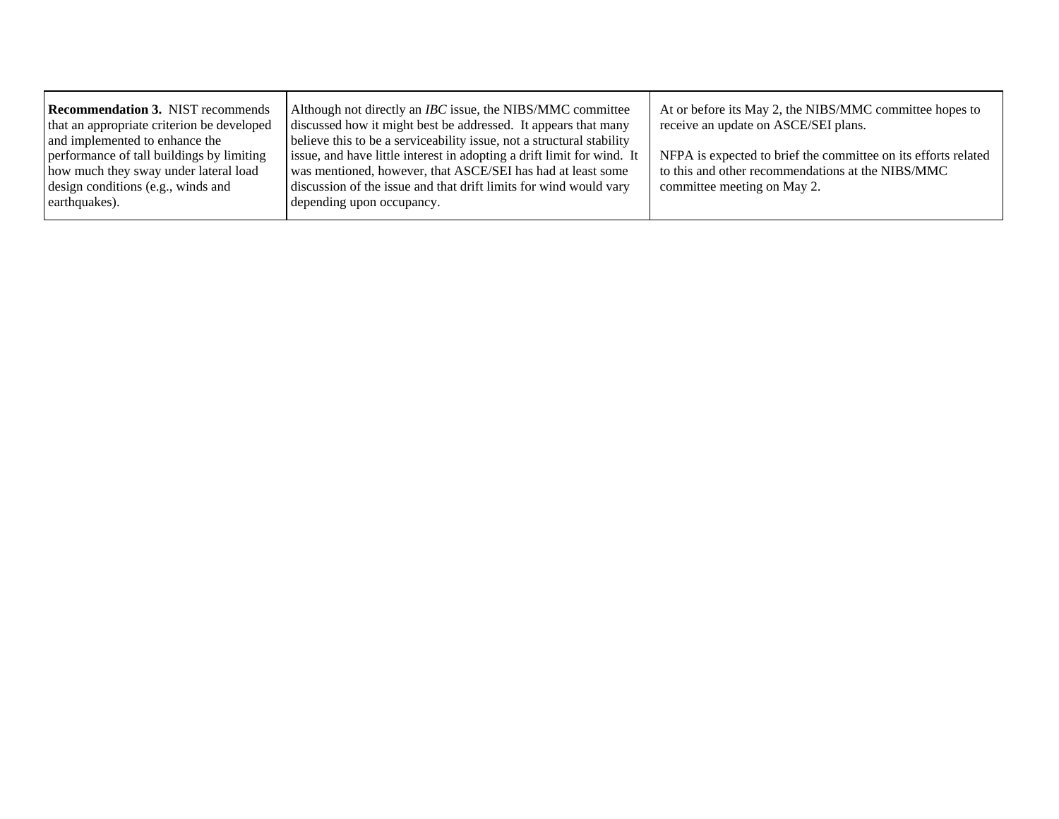| | | |
|---|---|---|
| **Recommendation 3.** NIST recommends that an appropriate criterion be developed and implemented to enhance the performance of tall buildings by limiting how much they sway under lateral load design conditions (e.g., winds and earthquakes). | Although not directly an *IBC* issue, the NIBS/MMC committee discussed how it might best be addressed. It appears that many believe this to be a serviceability issue, not a structural stability issue, and have little interest in adopting a drift limit for wind. It was mentioned, however, that ASCE/SEI has had at least some discussion of the issue and that drift limits for wind would vary depending upon occupancy. | At or before its May 2, the NIBS/MMC committee hopes to receive an update on ASCE/SEI plans.<br><br>NFPA is expected to brief the committee on its efforts related to this and other recommendations at the NIBS/MMC committee meeting on May 2. |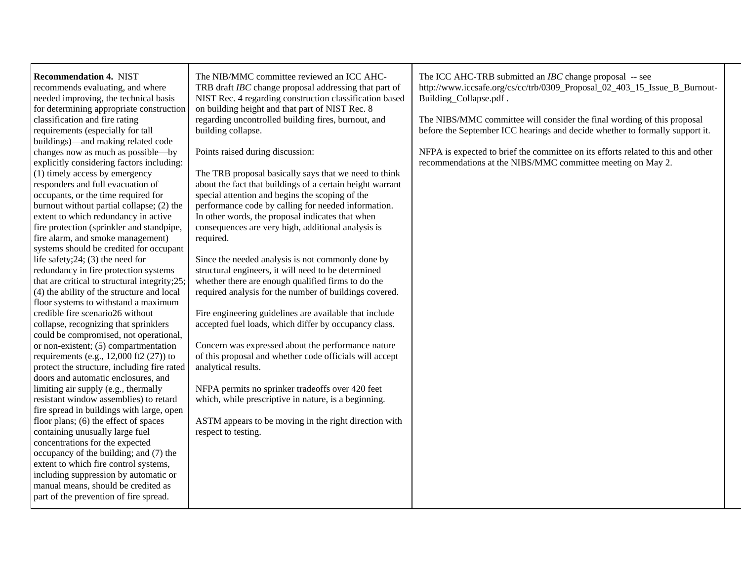| | | | |
|---|---|---|---|
| **Recommendation 4.** NIST recommends evaluating, and where needed improving, the technical basis for determining appropriate construction classification and fire rating requirements (especially for tall buildings)—and making related code changes now as much as possible—by explicitly considering factors including: (1) timely access by emergency responders and full evacuation of occupants, or the time required for burnout without partial collapse; (2) the extent to which redundancy in active fire protection (sprinkler and standpipe, fire alarm, and smoke management) systems should be credited for occupant life safety;24; (3) the need for redundancy in fire protection systems that are critical to structural integrity;25; (4) the ability of the structure and local floor systems to withstand a maximum credible fire scenario26 without collapse, recognizing that sprinklers could be compromised, not operational, or non-existent; (5) compartmentation requirements (e.g., 12,000 ft2 (27)) to protect the structure, including fire rated doors and automatic enclosures, and limiting air supply (e.g., thermally resistant window assemblies) to retard fire spread in buildings with large, open floor plans; (6) the effect of spaces containing unusually large fuel concentrations for the expected occupancy of the building; and (7) the extent to which fire control systems, including suppression by automatic or manual means, should be credited as part of the prevention of fire spread. | The NIB/MMC committee reviewed an ICC AHC-TRB draft *IBC* change proposal addressing that part of NIST Rec. 4 regarding construction classification based on building height and that part of NIST Rec. 8 regarding uncontrolled building fires, burnout, and building collapse.<br><br>Points raised during discussion:<br><br>The TRB proposal basically says that we need to think about the fact that buildings of a certain height warrant special attention and begins the scoping of the performance code by calling for needed information. In other words, the proposal indicates that when consequences are very high, additional analysis is required.<br><br>Since the needed analysis is not commonly done by structural engineers, it will need to be determined whether there are enough qualified firms to do the required analysis for the number of buildings covered.<br><br>Fire engineering guidelines are available that include accepted fuel loads, which differ by occupancy class.<br><br>Concern was expressed about the performance nature of this proposal and whether code officials will accept analytical results.<br><br>NFPA permits no sprinker tradeoffs over 420 feet which, while prescriptive in nature, is a beginning.<br><br>ASTM appears to be moving in the right direction with respect to testing. | The ICC AHC-TRB submitted an *IBC* change proposal -- see http://www.iccsafe.org/cs/cc/trb/0309_Proposal_02_403_15_Issue_B_Burnout-Building_Collapse.pdf .<br><br>The NIBS/MMC committee will consider the final wording of this proposal before the September ICC hearings and decide whether to formally support it.<br><br>NFPA is expected to brief the committee on its efforts related to this and other recommendations at the NIBS/MMC committee meeting on May 2. | |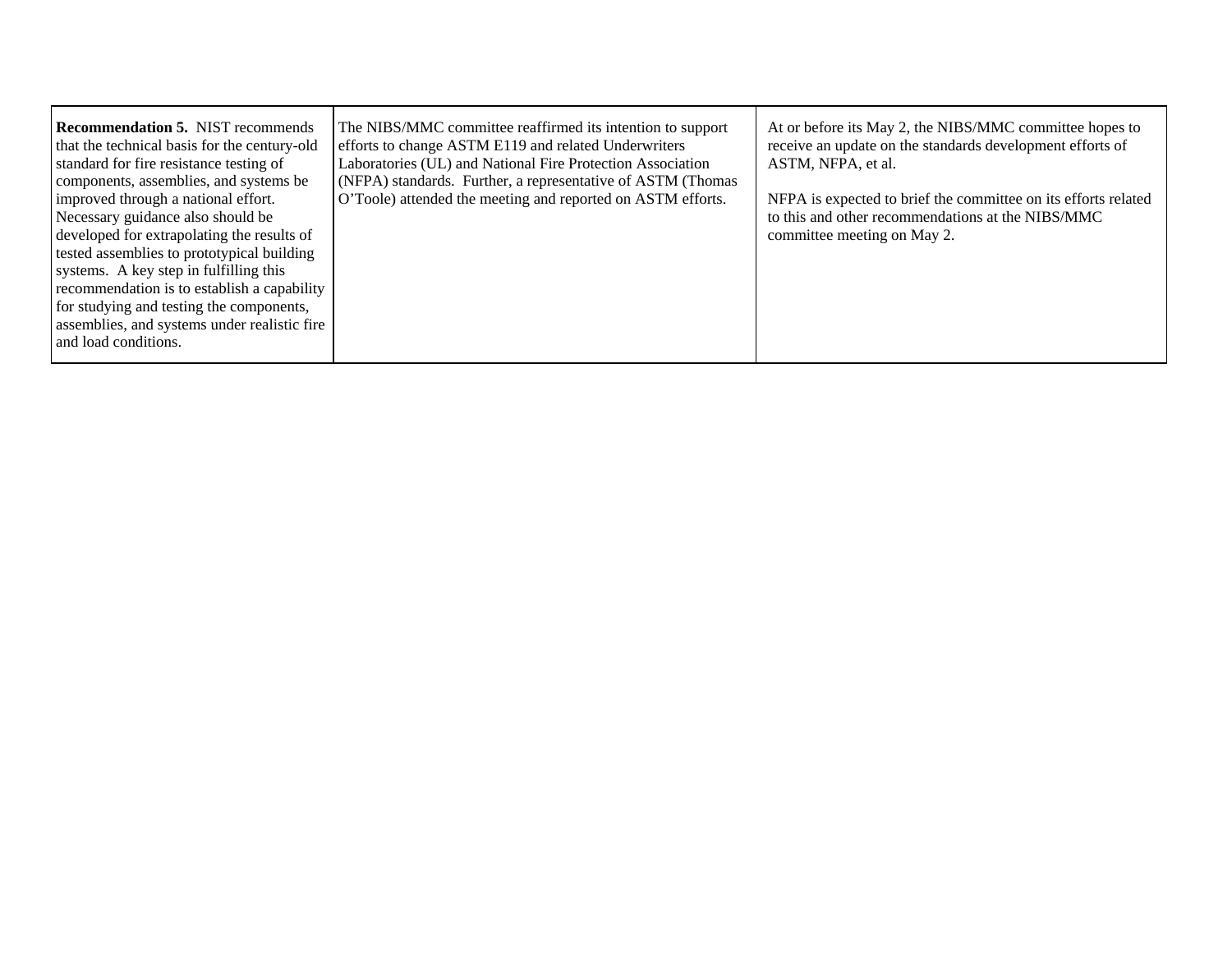| | | |
|---|---|---|
| **Recommendation 5.** NIST recommends that the technical basis for the century-old standard for fire resistance testing of components, assemblies, and systems be improved through a national effort. Necessary guidance also should be developed for extrapolating the results of tested assemblies to prototypical building systems. A key step in fulfilling this recommendation is to establish a capability for studying and testing the components, assemblies, and systems under realistic fire and load conditions. | The NIBS/MMC committee reaffirmed its intention to support efforts to change ASTM E119 and related Underwriters Laboratories (UL) and National Fire Protection Association (NFPA) standards. Further, a representative of ASTM (Thomas O'Toole) attended the meeting and reported on ASTM efforts. | At or before its May 2, the NIBS/MMC committee hopes to receive an update on the standards development efforts of ASTM, NFPA, et al.<br><br>NFPA is expected to brief the committee on its efforts related to this and other recommendations at the NIBS/MMC committee meeting on May 2. |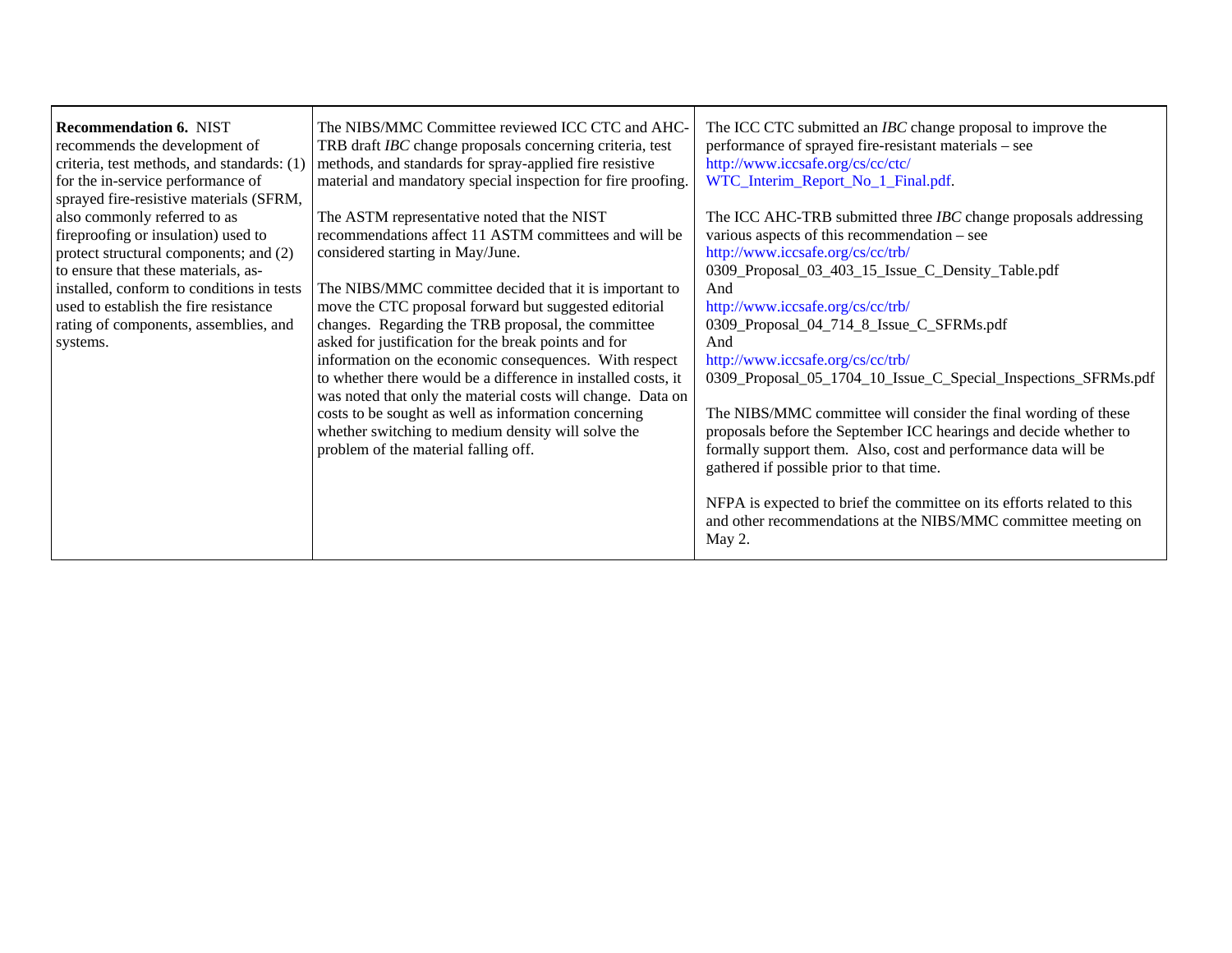| | | |
|---|---|---|
| **Recommendation 6.** NIST recommends the development of criteria, test methods, and standards: (1) for the in-service performance of sprayed fire-resistive materials (SFRM, also commonly referred to as fireproofing or insulation) used to protect structural components; and (2) to ensure that these materials, as-installed, conform to conditions in tests used to establish the fire resistance rating of components, assemblies, and systems. | The NIBS/MMC Committee reviewed ICC CTC and AHC-TRB draft *IBC* change proposals concerning criteria, test methods, and standards for spray-applied fire resistive material and mandatory special inspection for fire proofing.<br><br>The ASTM representative noted that the NIST recommendations affect 11 ASTM committees and will be considered starting in May/June.<br><br>The NIBS/MMC committee decided that it is important to move the CTC proposal forward but suggested editorial changes. Regarding the TRB proposal, the committee asked for justification for the break points and for information on the economic consequences. With respect to whether there would be a difference in installed costs, it was noted that only the material costs will change. Data on costs to be sought as well as information concerning whether switching to medium density will solve the problem of the material falling off. | The ICC CTC submitted an *IBC* change proposal to improve the performance of sprayed fire-resistant materials – see http://www.iccsafe.org/cs/cc/ctc/WTC_Interim_Report_No_1_Final.pdf.<br><br>The ICC AHC-TRB submitted three *IBC* change proposals addressing various aspects of this recommendation – see http://www.iccsafe.org/cs/cc/trb/0309_Proposal_03_403_15_Issue_C_Density_Table.pdf<br>And<br>http://www.iccsafe.org/cs/cc/trb/0309_Proposal_04_714_8_Issue_C_SFRMs.pdf<br>And<br>http://www.iccsafe.org/cs/cc/trb/0309_Proposal_05_1704_10_Issue_C_Special_Inspections_SFRMs.pdf<br><br>The NIBS/MMC committee will consider the final wording of these proposals before the September ICC hearings and decide whether to formally support them. Also, cost and performance data will be gathered if possible prior to that time.<br><br>NFPA is expected to brief the committee on its efforts related to this and other recommendations at the NIBS/MMC committee meeting on May 2. |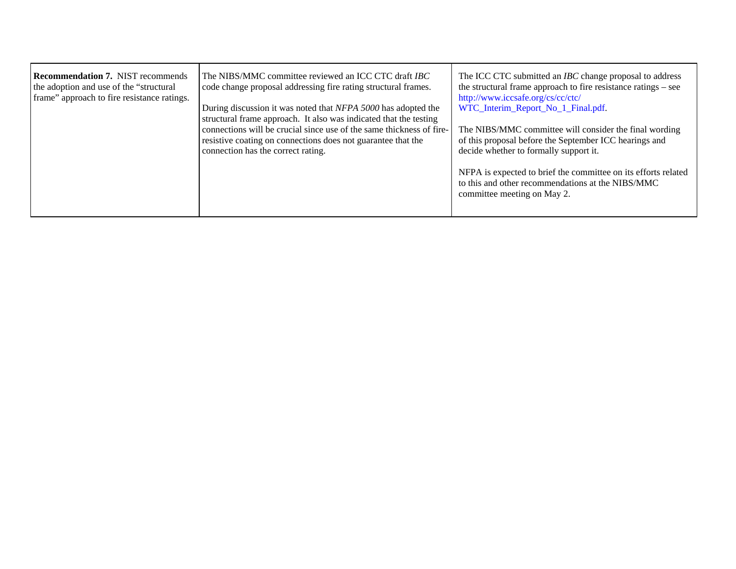| | | |
|---|---|---|
| **Recommendation 7.** NIST recommends the adoption and use of the "structural frame" approach to fire resistance ratings. | The NIBS/MMC committee reviewed an ICC CTC draft *IBC* code change proposal addressing fire rating structural frames.<br><br>During discussion it was noted that *NFPA 5000* has adopted the structural frame approach. It also was indicated that the testing connections will be crucial since use of the same thickness of fire-resistive coating on connections does not guarantee that the connection has the correct rating. | The ICC CTC submitted an *IBC* change proposal to address the structural frame approach to fire resistance ratings – see http://www.iccsafe.org/cs/cc/ctc/WTC_Interim_Report_No_1_Final.pdf.<br><br>The NIBS/MMC committee will consider the final wording of this proposal before the September ICC hearings and decide whether to formally support it.<br><br>NFPA is expected to brief the committee on its efforts related to this and other recommendations at the NIBS/MMC committee meeting on May 2. |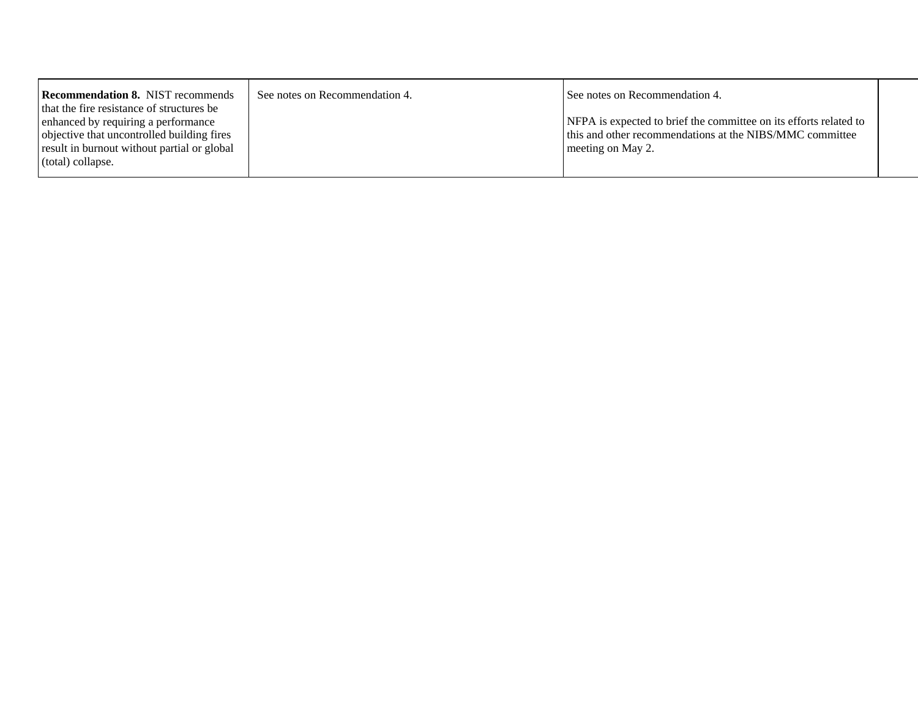| | | | |
|---|---|---|---|
| **Recommendation 8.** NIST recommends that the fire resistance of structures be enhanced by requiring a performance objective that uncontrolled building fires result in burnout without partial or global (total) collapse. | See notes on Recommendation 4. | See notes on Recommendation 4.<br><br>NFPA is expected to brief the committee on its efforts related to this and other recommendations at the NIBS/MMC committee meeting on May 2. | |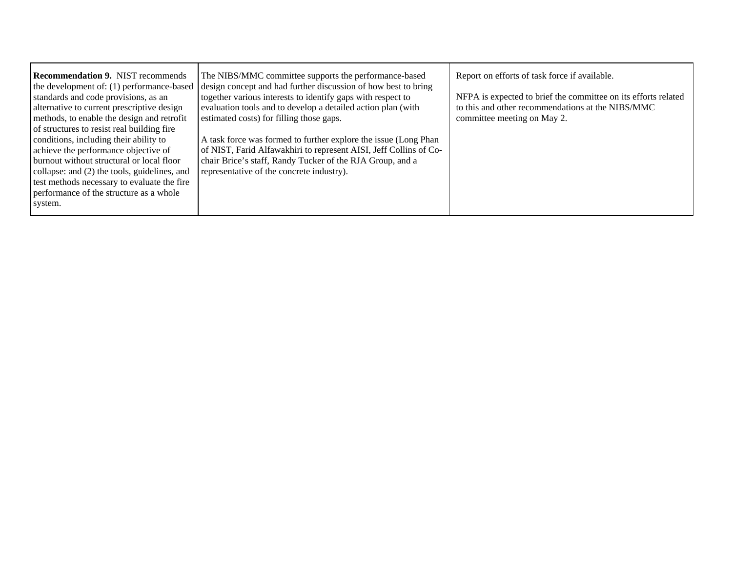| **Recommendation 9.** NIST recommends the development of: (1) performance-based standards and code provisions, as an alternative to current prescriptive design methods, to enable the design and retrofit of structures to resist real building fire conditions, including their ability to achieve the performance objective of burnout without structural or local floor collapse: and (2) the tools, guidelines, and test methods necessary to evaluate the fire performance of the structure as a whole system. | The NIBS/MMC committee supports the performance-based design concept and had further discussion of how best to bring together various interests to identify gaps with respect to evaluation tools and to develop a detailed action plan (with estimated costs) for filling those gaps.<br><br>A task force was formed to further explore the issue (Long Phan of NIST, Farid Alfawakhiri to represent AISI, Jeff Collins of Co-chair Brice's staff, Randy Tucker of the RJA Group, and a representative of the concrete industry). | Report on efforts of task force if available.<br><br>NFPA is expected to brief the committee on its efforts related to this and other recommendations at the NIBS/MMC committee meeting on May 2. |
|---|---|---|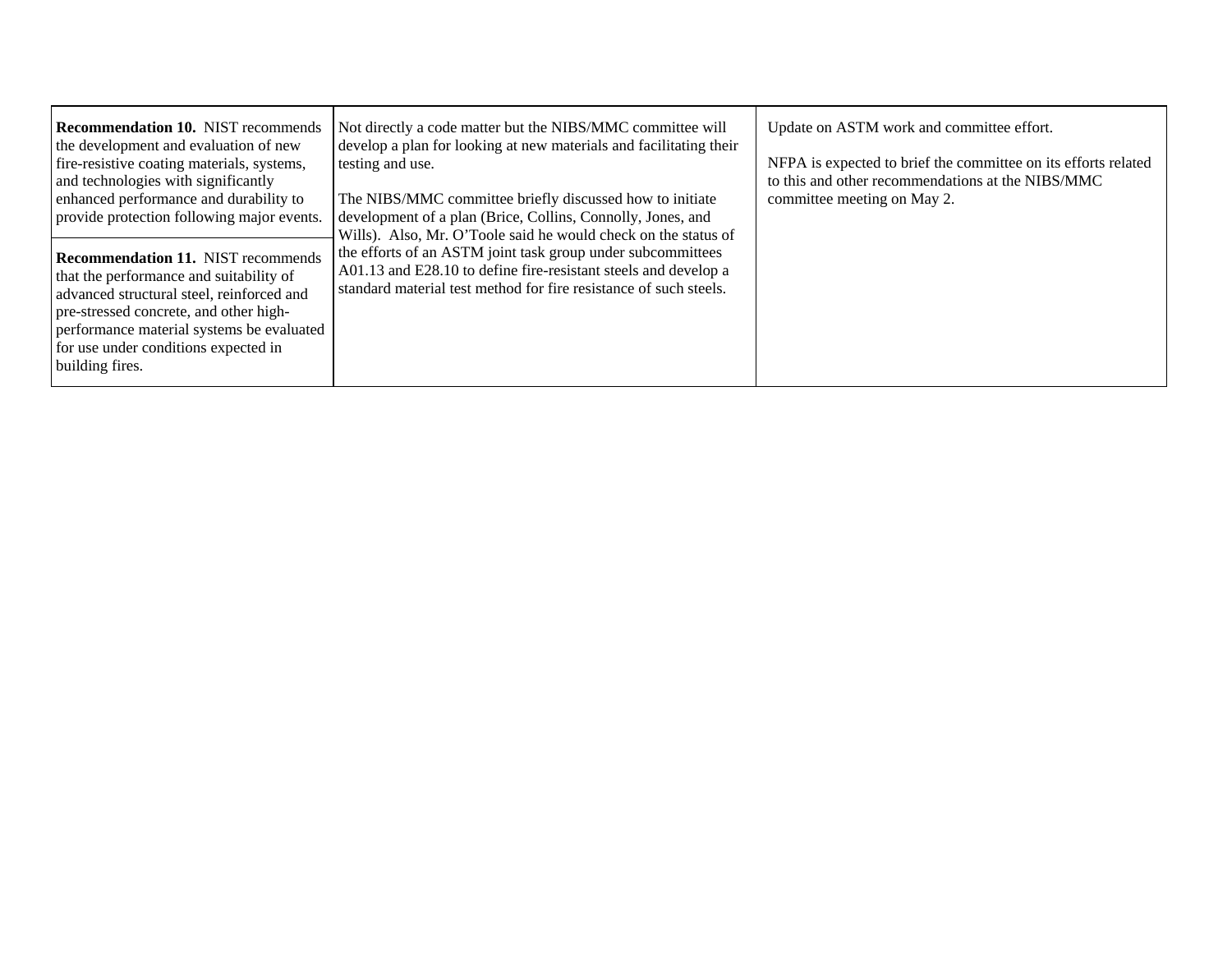| | | |
|---|---|---|
| **Recommendation 10.** NIST recommends the development and evaluation of new fire-resistive coating materials, systems, and technologies with significantly enhanced performance and durability to provide protection following major events. | Not directly a code matter but the NIBS/MMC committee will develop a plan for looking at new materials and facilitating their testing and use.<br><br>The NIBS/MMC committee briefly discussed how to initiate development of a plan (Brice, Collins, Connolly, Jones, and Wills). Also, Mr. O'Toole said he would check on the status of the efforts of an ASTM joint task group under subcommittees A01.13 and E28.10 to define fire-resistant steels and develop a standard material test method for fire resistance of such steels. | Update on ASTM work and committee effort.<br><br>NFPA is expected to brief the committee on its efforts related to this and other recommendations at the NIBS/MMC committee meeting on May 2. |
| **Recommendation 11.** NIST recommends that the performance and suitability of advanced structural steel, reinforced and pre-stressed concrete, and other high-performance material systems be evaluated for use under conditions expected in building fires. | | |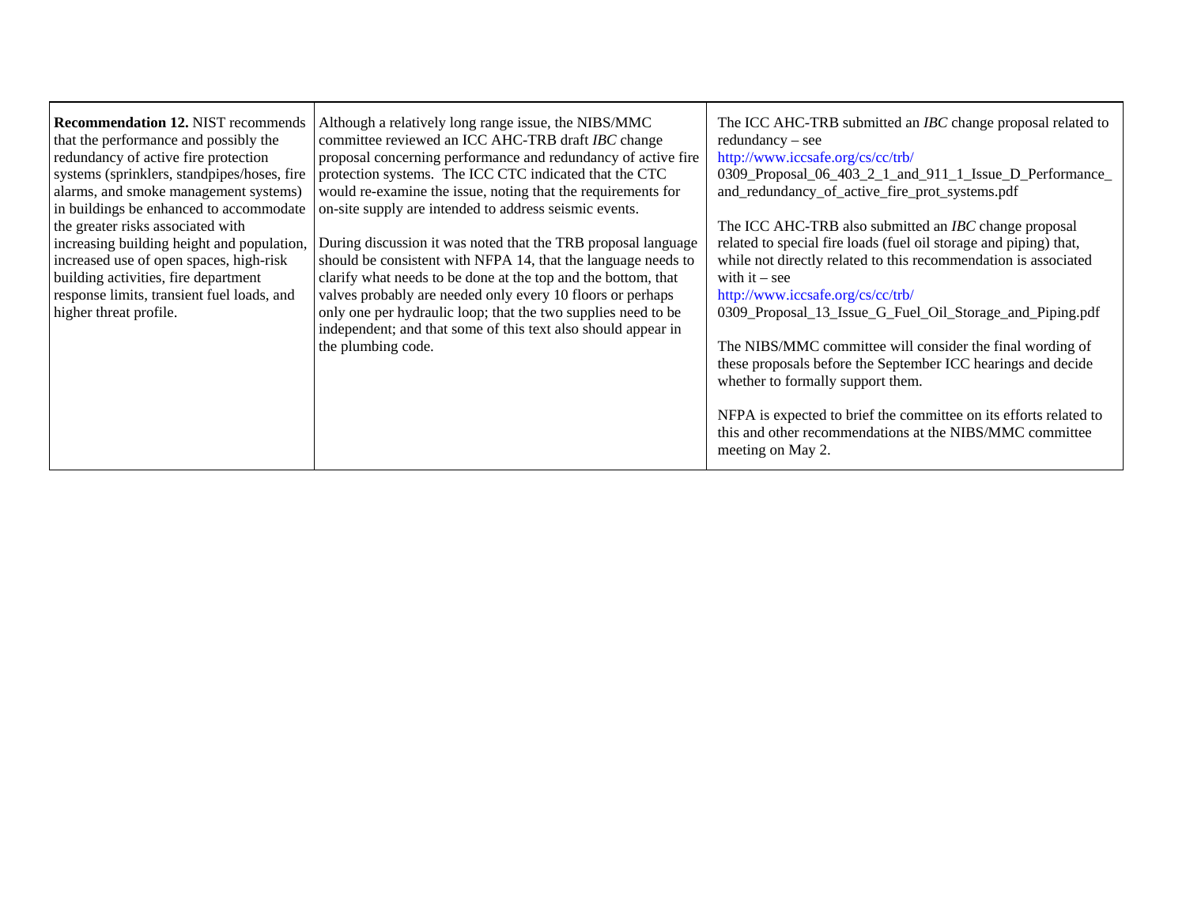| | | |
|---|---|---|
| **Recommendation 12.** NIST recommends that the performance and possibly the redundancy of active fire protection systems (sprinklers, standpipes/hoses, fire alarms, and smoke management systems) in buildings be enhanced to accommodate the greater risks associated with increasing building height and population, increased use of open spaces, high-risk building activities, fire department response limits, transient fuel loads, and higher threat profile. | Although a relatively long range issue, the NIBS/MMC committee reviewed an ICC AHC-TRB draft *IBC* change proposal concerning performance and redundancy of active fire protection systems. The ICC CTC indicated that the CTC would re-examine the issue, noting that the requirements for on-site supply are intended to address seismic events.<br><br>During discussion it was noted that the TRB proposal language should be consistent with NFPA 14, that the language needs to clarify what needs to be done at the top and the bottom, that valves probably are needed only every 10 floors or perhaps only one per hydraulic loop; that the two supplies need to be independent; and that some of this text also should appear in the plumbing code. | The ICC AHC-TRB submitted an *IBC* change proposal related to redundancy – see http://www.iccsafe.org/cs/cc/trb/0309_Proposal_06_403_2_1_and_911_1_Issue_D_Performance_and_redundancy_of_active_fire_prot_systems.pdf<br><br>The ICC AHC-TRB also submitted an *IBC* change proposal related to special fire loads (fuel oil storage and piping) that, while not directly related to this recommendation is associated with it – see http://www.iccsafe.org/cs/cc/trb/0309_Proposal_13_Issue_G_Fuel_Oil_Storage_and_Piping.pdf<br><br>The NIBS/MMC committee will consider the final wording of these proposals before the September ICC hearings and decide whether to formally support them.<br><br>NFPA is expected to brief the committee on its efforts related to this and other recommendations at the NIBS/MMC committee meeting on May 2. |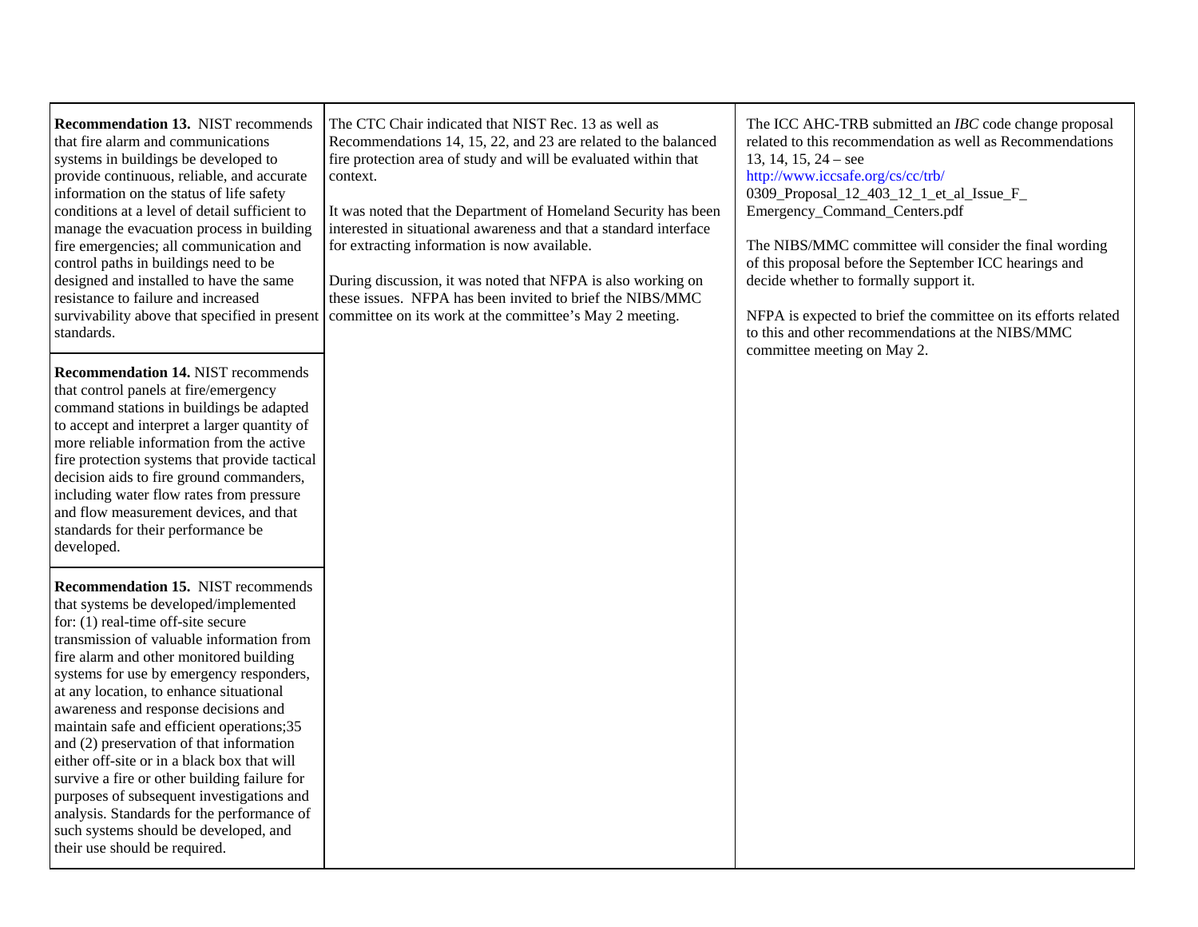| | | |
|---|---|---|
| **Recommendation 13.** NIST recommends that fire alarm and communications systems in buildings be developed to provide continuous, reliable, and accurate information on the status of life safety conditions at a level of detail sufficient to manage the evacuation process in building fire emergencies; all communication and control paths in buildings need to be designed and installed to have the same resistance to failure and increased survivability above that specified in present standards. | The CTC Chair indicated that NIST Rec. 13 as well as Recommendations 14, 15, 22, and 23 are related to the balanced fire protection area of study and will be evaluated within that context.<br><br>It was noted that the Department of Homeland Security has been interested in situational awareness and that a standard interface for extracting information is now available.<br><br>During discussion, it was noted that NFPA is also working on these issues. NFPA has been invited to brief the NIBS/MMC committee on its work at the committee's May 2 meeting. | The ICC AHC-TRB submitted an *IBC* code change proposal related to this recommendation as well as Recommendations 13, 14, 15, 24 – see http://www.iccsafe.org/cs/cc/trb/0309_Proposal_12_403_12_1_et_al_Issue_F_Emergency_Command_Centers.pdf<br><br>The NIBS/MMC committee will consider the final wording of this proposal before the September ICC hearings and decide whether to formally support it.<br><br>NFPA is expected to brief the committee on its efforts related to this and other recommendations at the NIBS/MMC committee meeting on May 2. |
| **Recommendation 14.** NIST recommends that control panels at fire/emergency command stations in buildings be adapted to accept and interpret a larger quantity of more reliable information from the active fire protection systems that provide tactical decision aids to fire ground commanders, including water flow rates from pressure and flow measurement devices, and that standards for their performance be developed. | | |
| **Recommendation 15.** NIST recommends that systems be developed/implemented for: (1) real-time off-site secure transmission of valuable information from fire alarm and other monitored building systems for use by emergency responders, at any location, to enhance situational awareness and response decisions and maintain safe and efficient operations;35 and (2) preservation of that information either off-site or in a black box that will survive a fire or other building failure for purposes of subsequent investigations and analysis. Standards for the performance of such systems should be developed, and their use should be required. | | |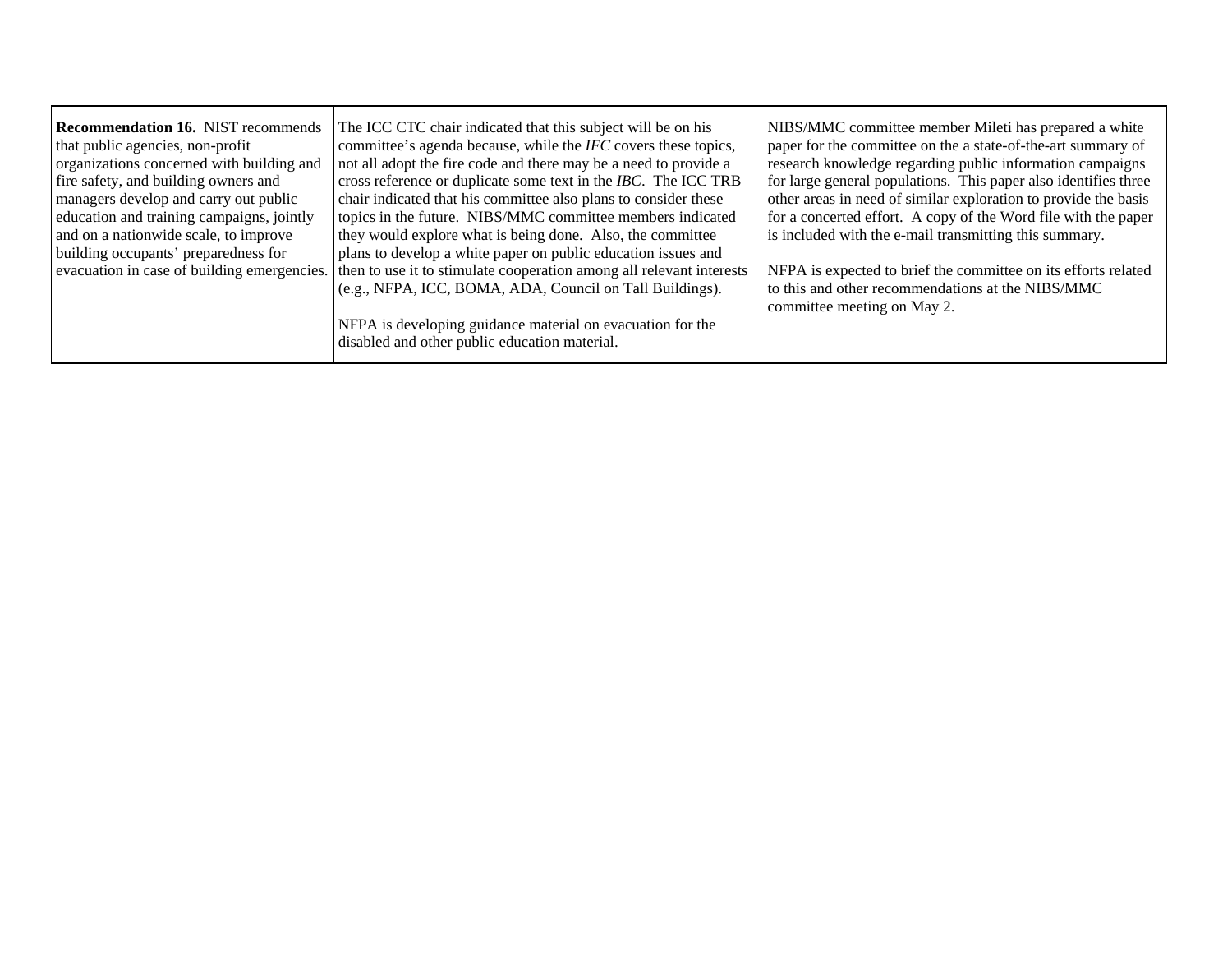| | | |
|---|---|---|
| **Recommendation 16.** NIST recommends that public agencies, non-profit organizations concerned with building and fire safety, and building owners and managers develop and carry out public education and training campaigns, jointly and on a nationwide scale, to improve building occupants' preparedness for evacuation in case of building emergencies. | The ICC CTC chair indicated that this subject will be on his committee's agenda because, while the *IFC* covers these topics, not all adopt the fire code and there may be a need to provide a cross reference or duplicate some text in the *IBC*. The ICC TRB chair indicated that his committee also plans to consider these topics in the future. NIBS/MMC committee members indicated they would explore what is being done. Also, the committee plans to develop a white paper on public education issues and then to use it to stimulate cooperation among all relevant interests (e.g., NFPA, ICC, BOMA, ADA, Council on Tall Buildings).<br><br>NFPA is developing guidance material on evacuation for the disabled and other public education material. | NIBS/MMC committee member Mileti has prepared a white paper for the committee on the a state-of-the-art summary of research knowledge regarding public information campaigns for large general populations. This paper also identifies three other areas in need of similar exploration to provide the basis for a concerted effort. A copy of the Word file with the paper is included with the e-mail transmitting this summary.<br><br>NFPA is expected to brief the committee on its efforts related to this and other recommendations at the NIBS/MMC committee meeting on May 2. |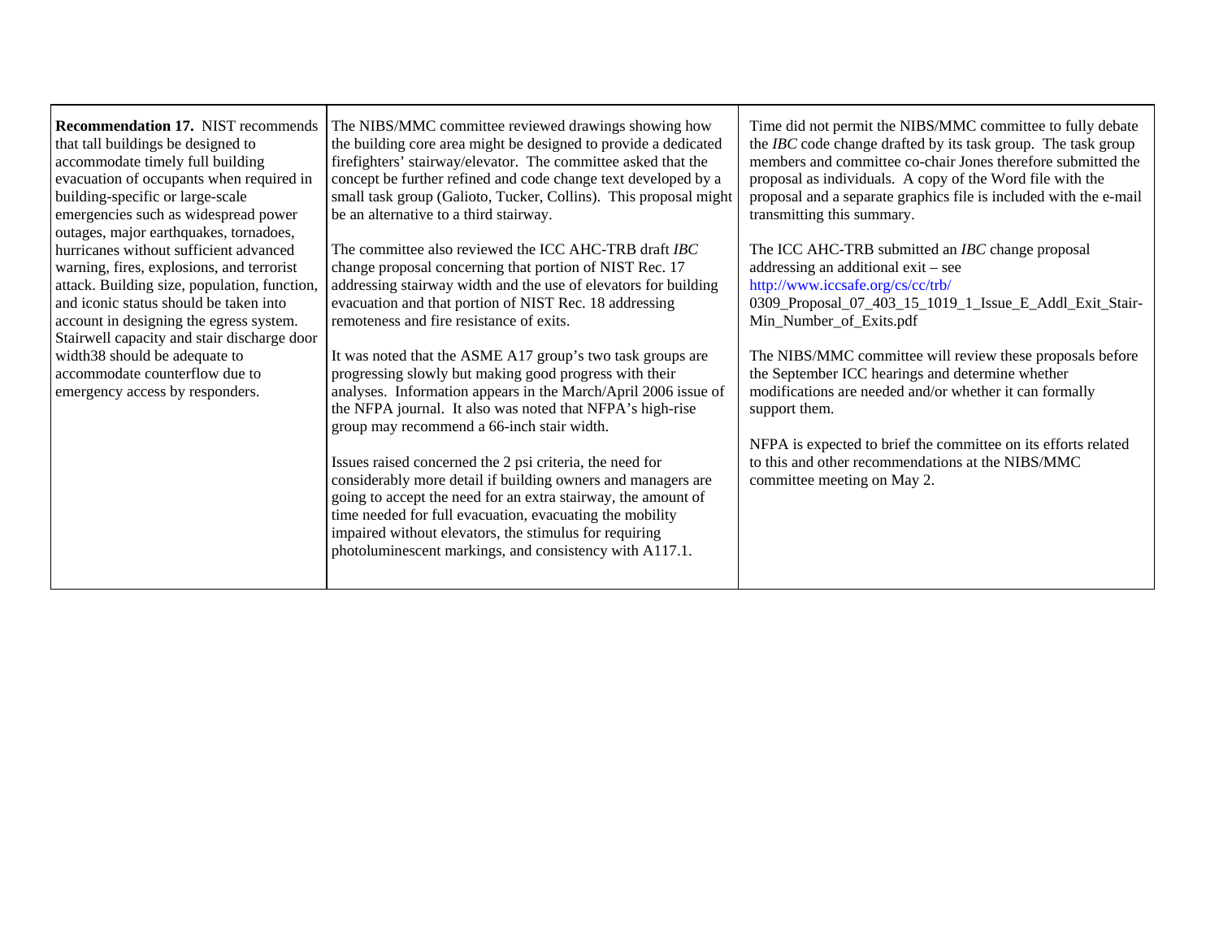| | | |
|---|---|---|
| **Recommendation 17.** NIST recommends that tall buildings be designed to accommodate timely full building evacuation of occupants when required in building-specific or large-scale emergencies such as widespread power outages, major earthquakes, tornadoes, hurricanes without sufficient advanced warning, fires, explosions, and terrorist attack. Building size, population, function, and iconic status should be taken into account in designing the egress system. Stairwell capacity and stair discharge door width38 should be adequate to accommodate counterflow due to emergency access by responders. | The NIBS/MMC committee reviewed drawings showing how the building core area might be designed to provide a dedicated firefighters' stairway/elevator. The committee asked that the concept be further refined and code change text developed by a small task group (Galioto, Tucker, Collins). This proposal might be an alternative to a third stairway.<br><br>The committee also reviewed the ICC AHC-TRB draft *IBC* change proposal concerning that portion of NIST Rec. 17 addressing stairway width and the use of elevators for building evacuation and that portion of NIST Rec. 18 addressing remoteness and fire resistance of exits.<br><br>It was noted that the ASME A17 group's two task groups are progressing slowly but making good progress with their analyses. Information appears in the March/April 2006 issue of the NFPA journal. It also was noted that NFPA's high-rise group may recommend a 66-inch stair width.<br><br>Issues raised concerned the 2 psi criteria, the need for considerably more detail if building owners and managers are going to accept the need for an extra stairway, the amount of time needed for full evacuation, evacuating the mobility impaired without elevators, the stimulus for requiring photoluminescent markings, and consistency with A117.1. | Time did not permit the NIBS/MMC committee to fully debate the *IBC* code change drafted by its task group. The task group members and committee co-chair Jones therefore submitted the proposal as individuals. A copy of the Word file with the proposal and a separate graphics file is included with the e-mail transmitting this summary.<br><br>The ICC AHC-TRB submitted an *IBC* change proposal addressing an additional exit – see http://www.iccsafe.org/cs/cc/trb/0309_Proposal_07_403_15_1019_1_Issue_E_Addl_Exit_Stair-Min_Number_of_Exits.pdf<br><br>The NIBS/MMC committee will review these proposals before the September ICC hearings and determine whether modifications are needed and/or whether it can formally support them.<br><br>NFPA is expected to brief the committee on its efforts related to this and other recommendations at the NIBS/MMC committee meeting on May 2. |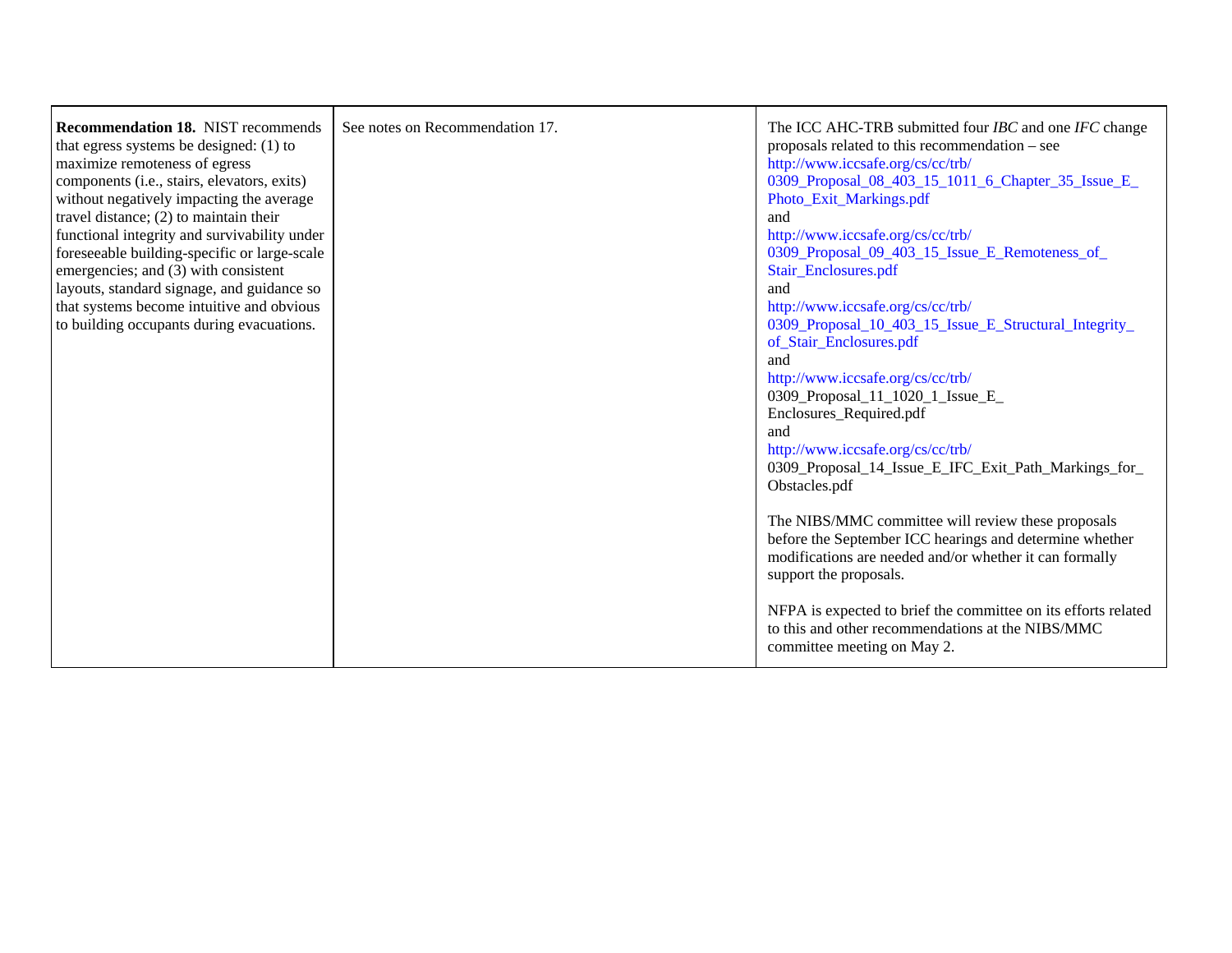| | | |
|---|---|---|
| **Recommendation 18.** NIST recommends that egress systems be designed: (1) to maximize remoteness of egress components (i.e., stairs, elevators, exits) without negatively impacting the average travel distance; (2) to maintain their functional integrity and survivability under foreseeable building-specific or large-scale emergencies; and (3) with consistent layouts, standard signage, and guidance so that systems become intuitive and obvious to building occupants during evacuations. | See notes on Recommendation 17. | The ICC AHC-TRB submitted four *IBC* and one *IFC* change proposals related to this recommendation – see http://www.iccsafe.org/cs/cc/trb/0309_Proposal_08_403_15_1011_6_Chapter_35_Issue_E_Photo_Exit_Markings.pdf and http://www.iccsafe.org/cs/cc/trb/0309_Proposal_09_403_15_Issue_E_Remoteness_of_Stair_Enclosures.pdf and http://www.iccsafe.org/cs/cc/trb/0309_Proposal_10_403_15_Issue_E_Structural_Integrity_of_Stair_Enclosures.pdf and http://www.iccsafe.org/cs/cc/trb/0309_Proposal_11_1020_1_Issue_E_Enclosures_Required.pdf and http://www.iccsafe.org/cs/cc/trb/0309_Proposal_14_Issue_E_IFC_Exit_Path_Markings_for_Obstacles.pdf<br><br>The NIBS/MMC committee will review these proposals before the September ICC hearings and determine whether modifications are needed and/or whether it can formally support the proposals.<br><br>NFPA is expected to brief the committee on its efforts related to this and other recommendations at the NIBS/MMC committee meeting on May 2. |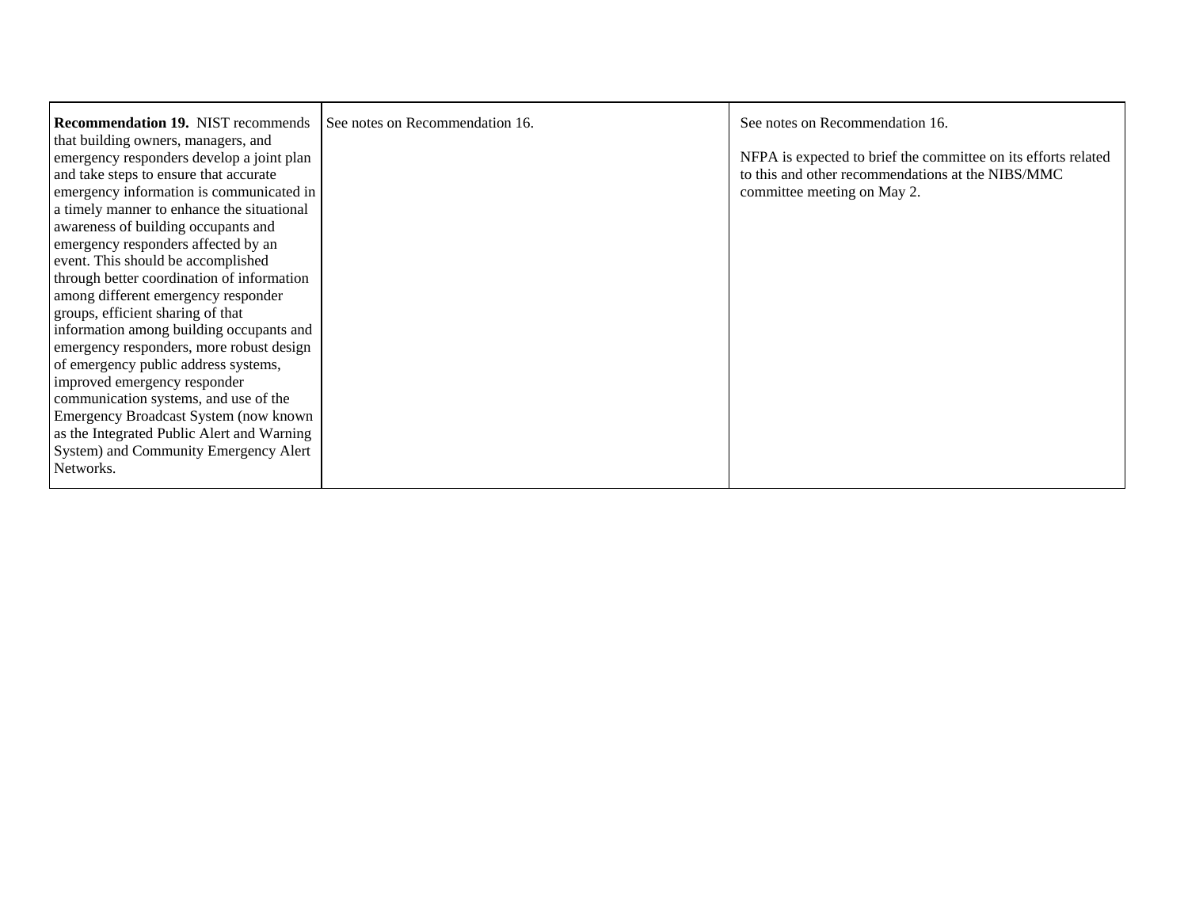| | | |
|---|---|---|
| **Recommendation 19.** NIST recommends that building owners, managers, and emergency responders develop a joint plan and take steps to ensure that accurate emergency information is communicated in a timely manner to enhance the situational awareness of building occupants and emergency responders affected by an event. This should be accomplished through better coordination of information among different emergency responder groups, efficient sharing of that information among building occupants and emergency responders, more robust design of emergency public address systems, improved emergency responder communication systems, and use of the Emergency Broadcast System (now known as the Integrated Public Alert and Warning System) and Community Emergency Alert Networks. | See notes on Recommendation 16. | See notes on Recommendation 16.<br><br>NFPA is expected to brief the committee on its efforts related to this and other recommendations at the NIBS/MMC committee meeting on May 2. |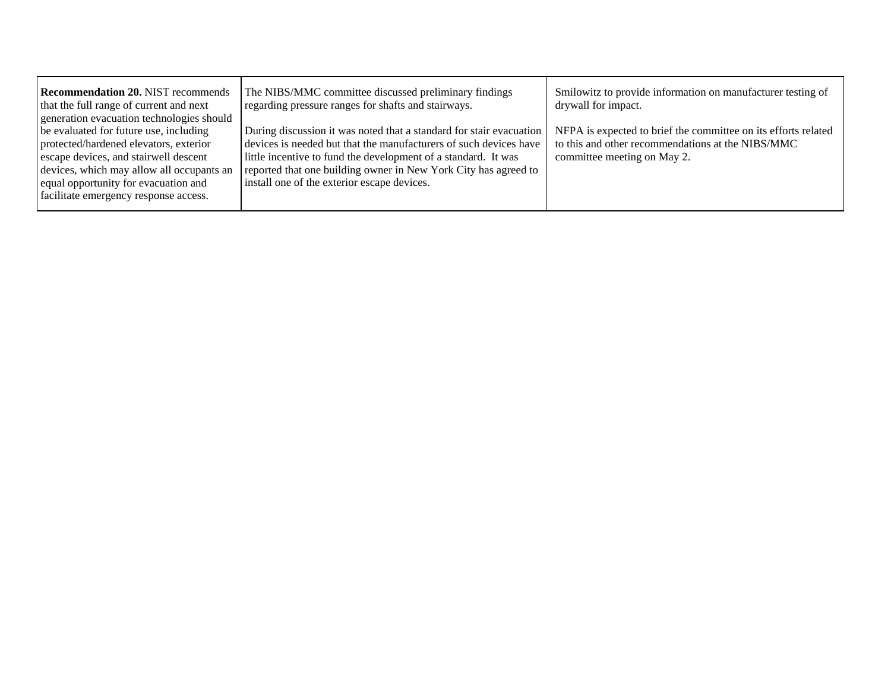| | | |
|---|---|---|
| **Recommendation 20.** NIST recommends that the full range of current and next generation evacuation technologies should be evaluated for future use, including protected/hardened elevators, exterior escape devices, and stairwell descent devices, which may allow all occupants an equal opportunity for evacuation and facilitate emergency response access. | The NIBS/MMC committee discussed preliminary findings regarding pressure ranges for shafts and stairways.<br><br>During discussion it was noted that a standard for stair evacuation devices is needed but that the manufacturers of such devices have little incentive to fund the development of a standard. It was reported that one building owner in New York City has agreed to install one of the exterior escape devices. | Smilowitz to provide information on manufacturer testing of drywall for impact.<br><br>NFPA is expected to brief the committee on its efforts related to this and other recommendations at the NIBS/MMC committee meeting on May 2. |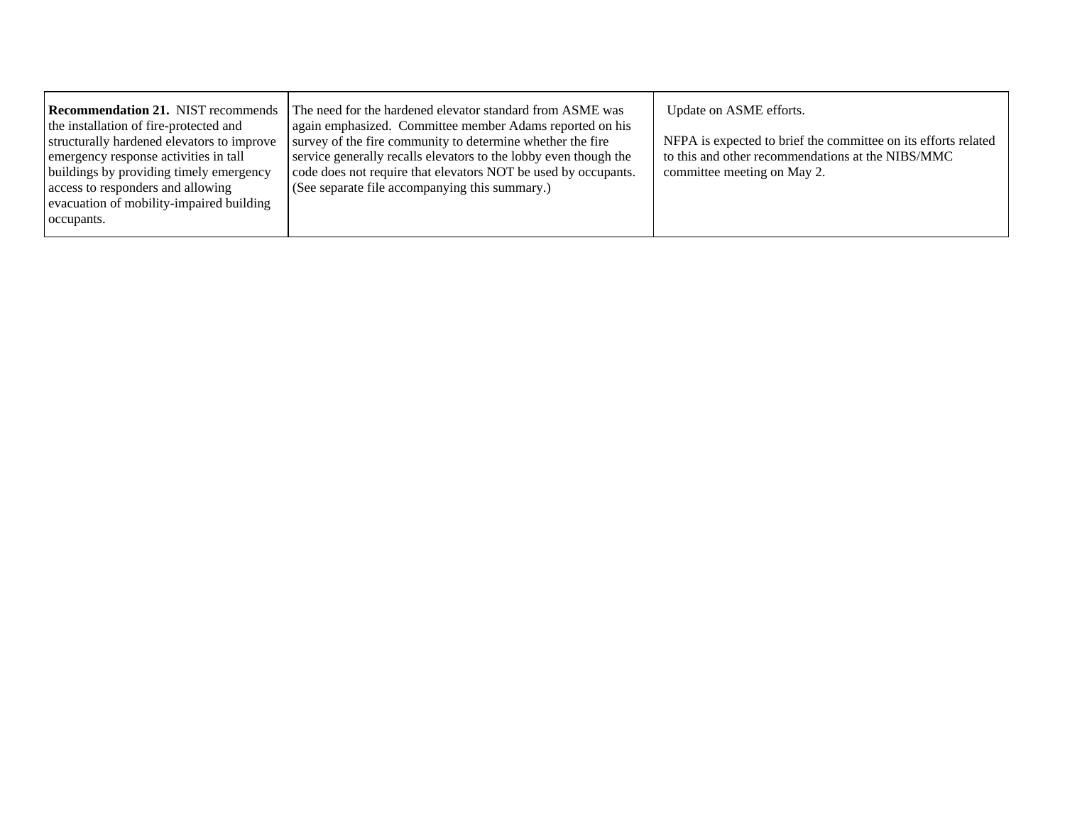| | | |
|---|---|---|
| **Recommendation 21.** NIST recommends the installation of fire-protected and structurally hardened elevators to improve emergency response activities in tall buildings by providing timely emergency access to responders and allowing evacuation of mobility-impaired building occupants. | The need for the hardened elevator standard from ASME was again emphasized. Committee member Adams reported on his survey of the fire community to determine whether the fire service generally recalls elevators to the lobby even though the code does not require that elevators NOT be used by occupants. (See separate file accompanying this summary.) | Update on ASME efforts.<br><br>NFPA is expected to brief the committee on its efforts related to this and other recommendations at the NIBS/MMC committee meeting on May 2. |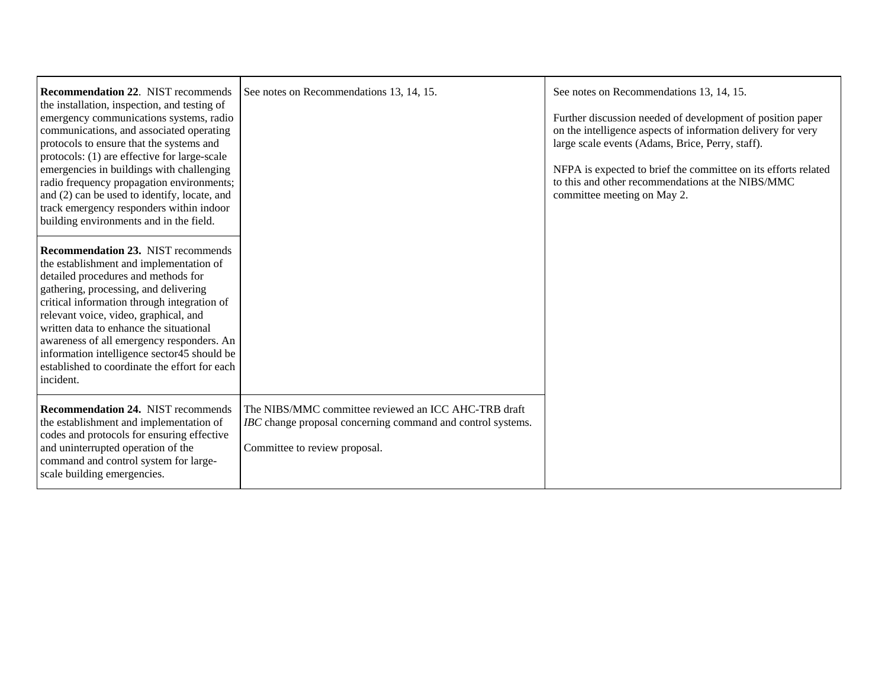| | | |
|---|---|---|
| **Recommendation 22**. NIST recommends the installation, inspection, and testing of emergency communications systems, radio communications, and associated operating protocols to ensure that the systems and protocols: (1) are effective for large-scale emergencies in buildings with challenging radio frequency propagation environments; and (2) can be used to identify, locate, and track emergency responders within indoor building environments and in the field. | See notes on Recommendations 13, 14, 15. | See notes on Recommendations 13, 14, 15.<br><br>Further discussion needed of development of position paper on the intelligence aspects of information delivery for very large scale events (Adams, Brice, Perry, staff).<br><br>NFPA is expected to brief the committee on its efforts related to this and other recommendations at the NIBS/MMC committee meeting on May 2. |
| **Recommendation 23.** NIST recommends the establishment and implementation of detailed procedures and methods for gathering, processing, and delivering critical information through integration of relevant voice, video, graphical, and written data to enhance the situational awareness of all emergency responders. An information intelligence sector45 should be established to coordinate the effort for each incident. | | |
| **Recommendation 24.** NIST recommends the establishment and implementation of codes and protocols for ensuring effective and uninterrupted operation of the command and control system for large-scale building emergencies. | The NIBS/MMC committee reviewed an ICC AHC-TRB draft *IBC* change proposal concerning command and control systems.<br><br>Committee to review proposal. | |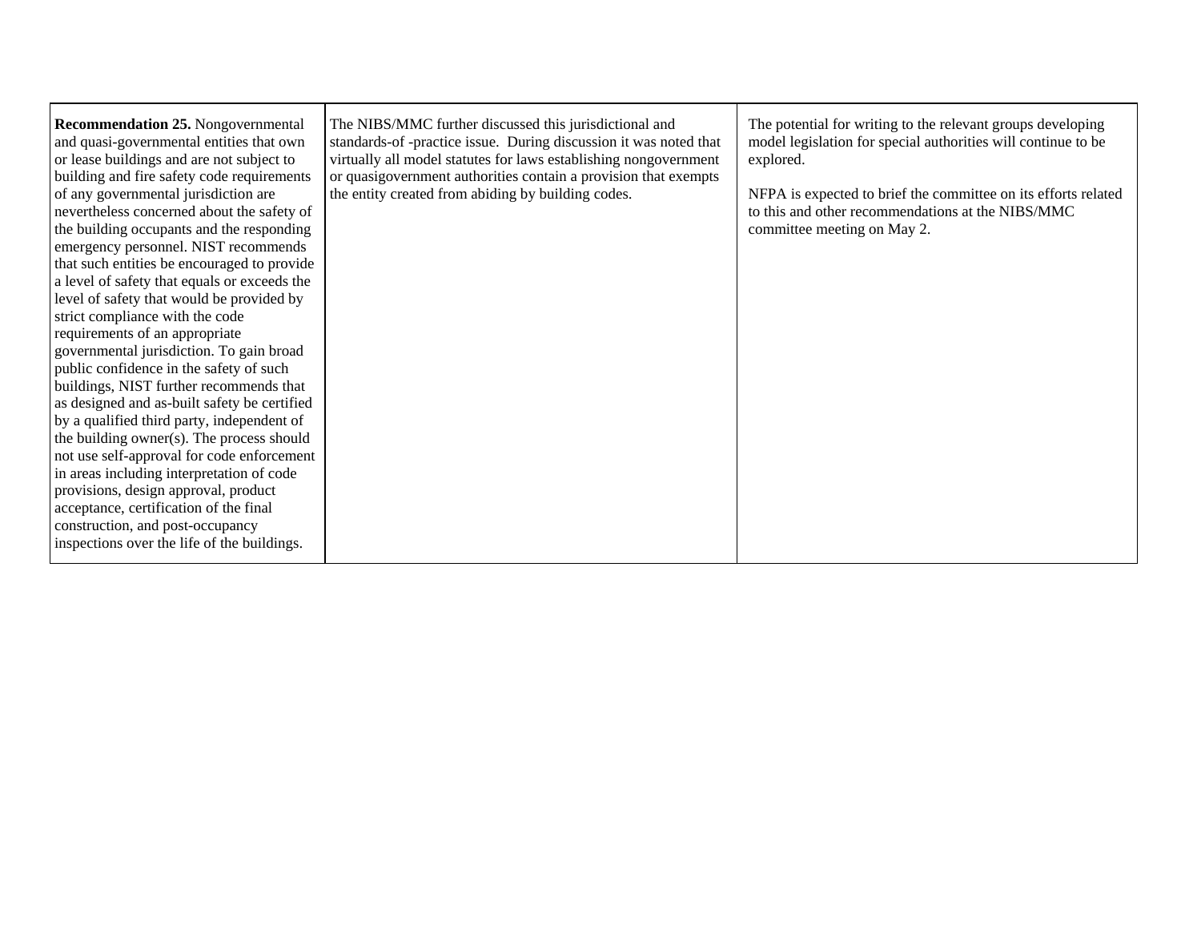| | | |
|---|---|---|
| **Recommendation 25.** Nongovernmental and quasi-governmental entities that own or lease buildings and are not subject to building and fire safety code requirements of any governmental jurisdiction are nevertheless concerned about the safety of the building occupants and the responding emergency personnel. NIST recommends that such entities be encouraged to provide a level of safety that equals or exceeds the level of safety that would be provided by strict compliance with the code requirements of an appropriate governmental jurisdiction. To gain broad public confidence in the safety of such buildings, NIST further recommends that as designed and as-built safety be certified by a qualified third party, independent of the building owner(s). The process should not use self-approval for code enforcement in areas including interpretation of code provisions, design approval, product acceptance, certification of the final construction, and post-occupancy inspections over the life of the buildings. | The NIBS/MMC further discussed this jurisdictional and standards-of -practice issue. During discussion it was noted that virtually all model statutes for laws establishing nongovernment or quasigovernment authorities contain a provision that exempts the entity created from abiding by building codes. | The potential for writing to the relevant groups developing model legislation for special authorities will continue to be explored.<br><br>NFPA is expected to brief the committee on its efforts related to this and other recommendations at the NIBS/MMC committee meeting on May 2. |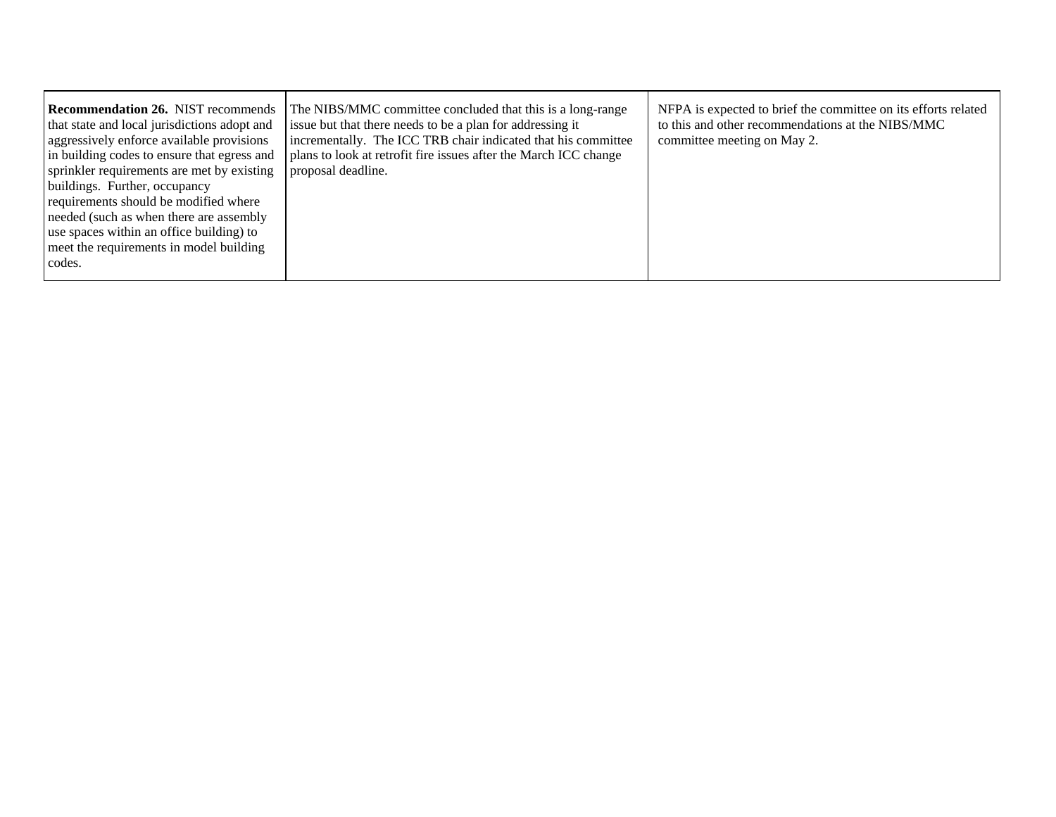| | | |
|---|---|---|
| **Recommendation 26.** NIST recommends that state and local jurisdictions adopt and aggressively enforce available provisions in building codes to ensure that egress and sprinkler requirements are met by existing buildings. Further, occupancy requirements should be modified where needed (such as when there are assembly use spaces within an office building) to meet the requirements in model building codes. | The NIBS/MMC committee concluded that this is a long-range issue but that there needs to be a plan for addressing it incrementally. The ICC TRB chair indicated that his committee plans to look at retrofit fire issues after the March ICC change proposal deadline. | NFPA is expected to brief the committee on its efforts related to this and other recommendations at the NIBS/MMC committee meeting on May 2. |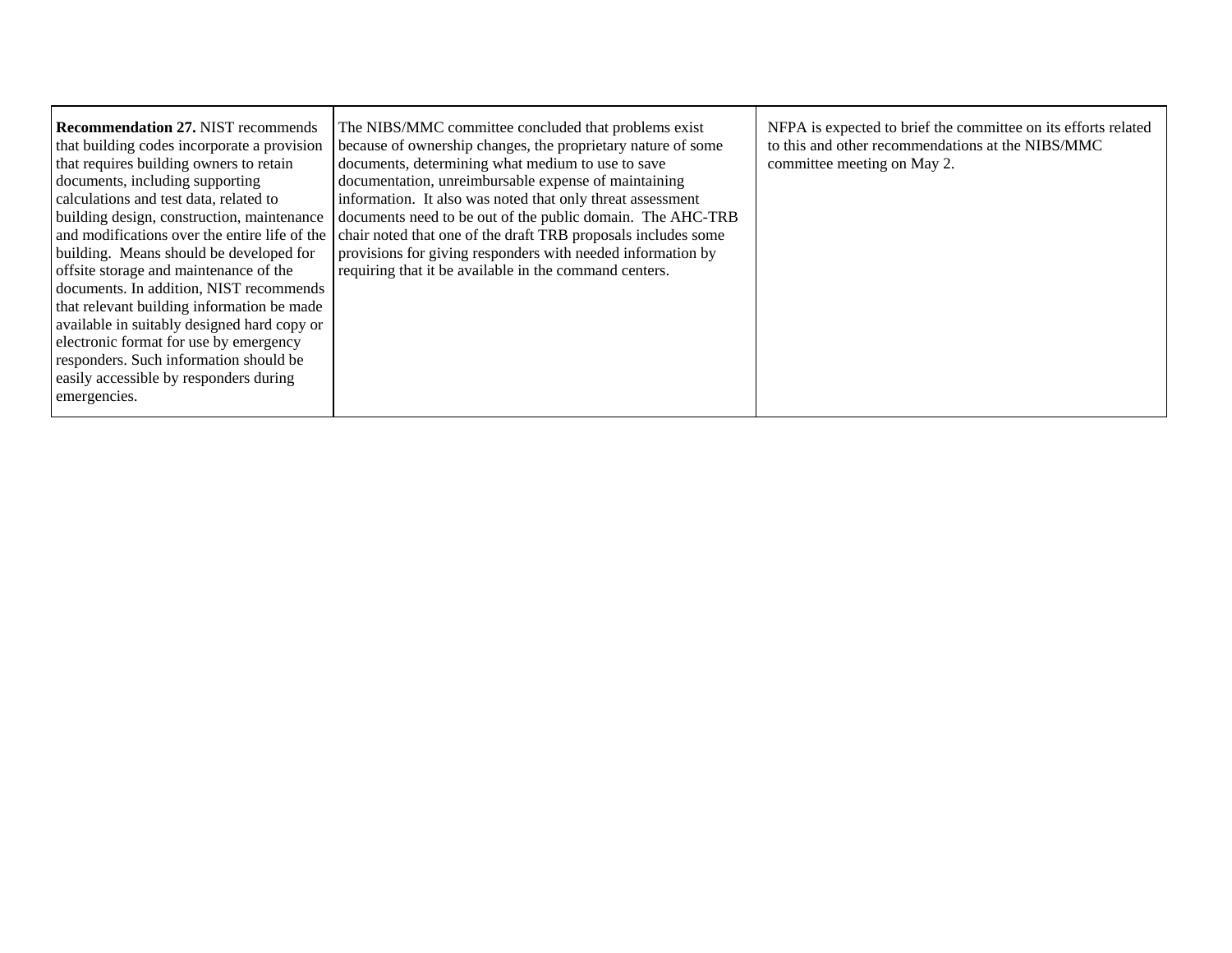| | | |
|---|---|---|
| **Recommendation 27.** NIST recommends that building codes incorporate a provision that requires building owners to retain documents, including supporting calculations and test data, related to building design, construction, maintenance and modifications over the entire life of the building. Means should be developed for offsite storage and maintenance of the documents. In addition, NIST recommends that relevant building information be made available in suitably designed hard copy or electronic format for use by emergency responders. Such information should be easily accessible by responders during emergencies. | The NIBS/MMC committee concluded that problems exist because of ownership changes, the proprietary nature of some documents, determining what medium to use to save documentation, unreimbursable expense of maintaining information. It also was noted that only threat assessment documents need to be out of the public domain. The AHC-TRB chair noted that one of the draft TRB proposals includes some provisions for giving responders with needed information by requiring that it be available in the command centers. | NFPA is expected to brief the committee on its efforts related to this and other recommendations at the NIBS/MMC committee meeting on May 2. |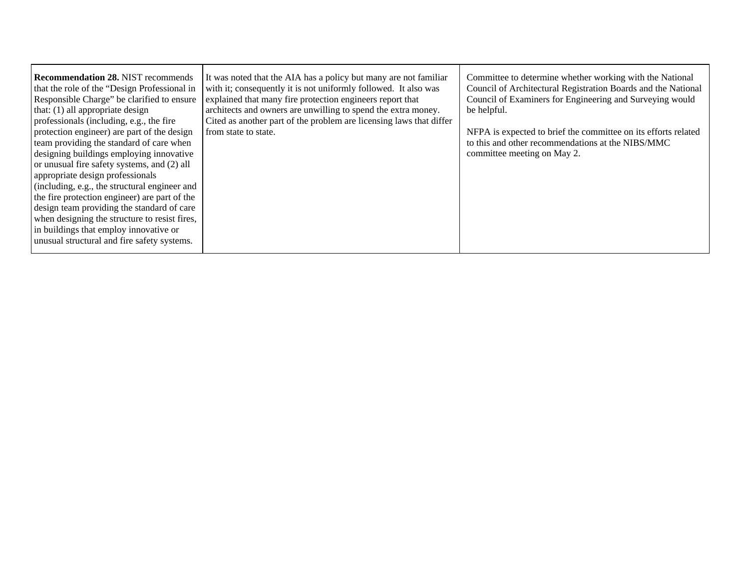| | | |
|---|---|---|
| **Recommendation 28.** NIST recommends that the role of the "Design Professional in Responsible Charge" be clarified to ensure that: (1) all appropriate design professionals (including, e.g., the fire protection engineer) are part of the design team providing the standard of care when designing buildings employing innovative or unusual fire safety systems, and (2) all appropriate design professionals (including, e.g., the structural engineer and the fire protection engineer) are part of the design team providing the standard of care when designing the structure to resist fires, in buildings that employ innovative or unusual structural and fire safety systems. | It was noted that the AIA has a policy but many are not familiar with it; consequently it is not uniformly followed. It also was explained that many fire protection engineers report that architects and owners are unwilling to spend the extra money. Cited as another part of the problem are licensing laws that differ from state to state. | Committee to determine whether working with the National Council of Architectural Registration Boards and the National Council of Examiners for Engineering and Surveying would be helpful.<br><br>NFPA is expected to brief the committee on its efforts related to this and other recommendations at the NIBS/MMC committee meeting on May 2. |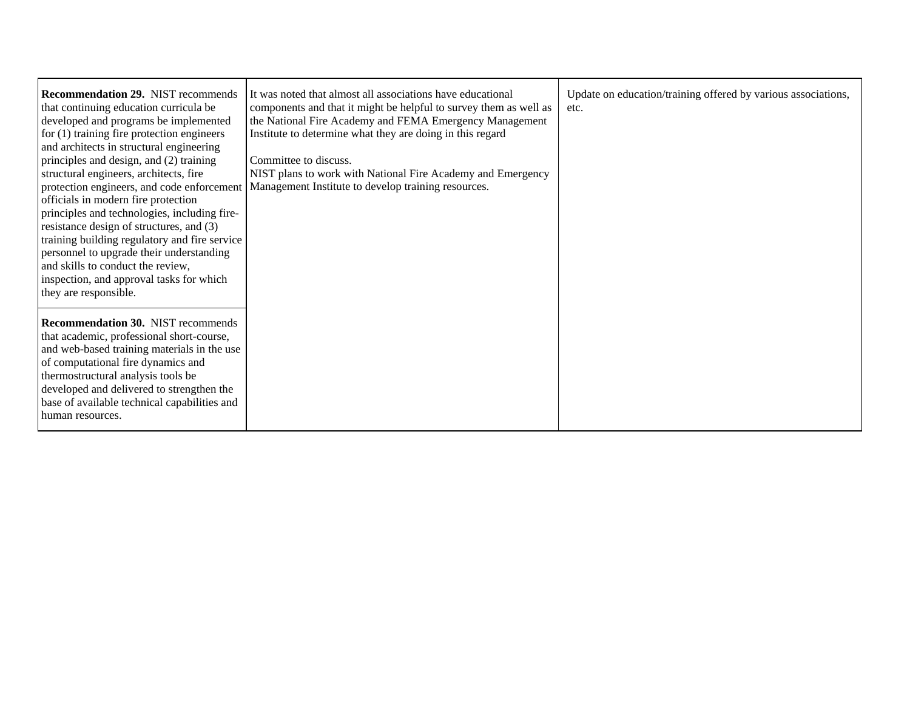| | | |
|---|---|---|
| **Recommendation 29.** NIST recommends that continuing education curricula be developed and programs be implemented for (1) training fire protection engineers and architects in structural engineering principles and design, and (2) training structural engineers, architects, fire protection engineers, and code enforcement officials in modern fire protection principles and technologies, including fire-resistance design of structures, and (3) training building regulatory and fire service personnel to upgrade their understanding and skills to conduct the review, inspection, and approval tasks for which they are responsible. | It was noted that almost all associations have educational components and that it might be helpful to survey them as well as the National Fire Academy and FEMA Emergency Management Institute to determine what they are doing in this regard<br><br>Committee to discuss.<br>NIST plans to work with National Fire Academy and Emergency Management Institute to develop training resources. | Update on education/training offered by various associations, etc. |
| **Recommendation 30.** NIST recommends that academic, professional short-course, and web-based training materials in the use of computational fire dynamics and thermostructural analysis tools be developed and delivered to strengthen the base of available technical capabilities and human resources. | | |